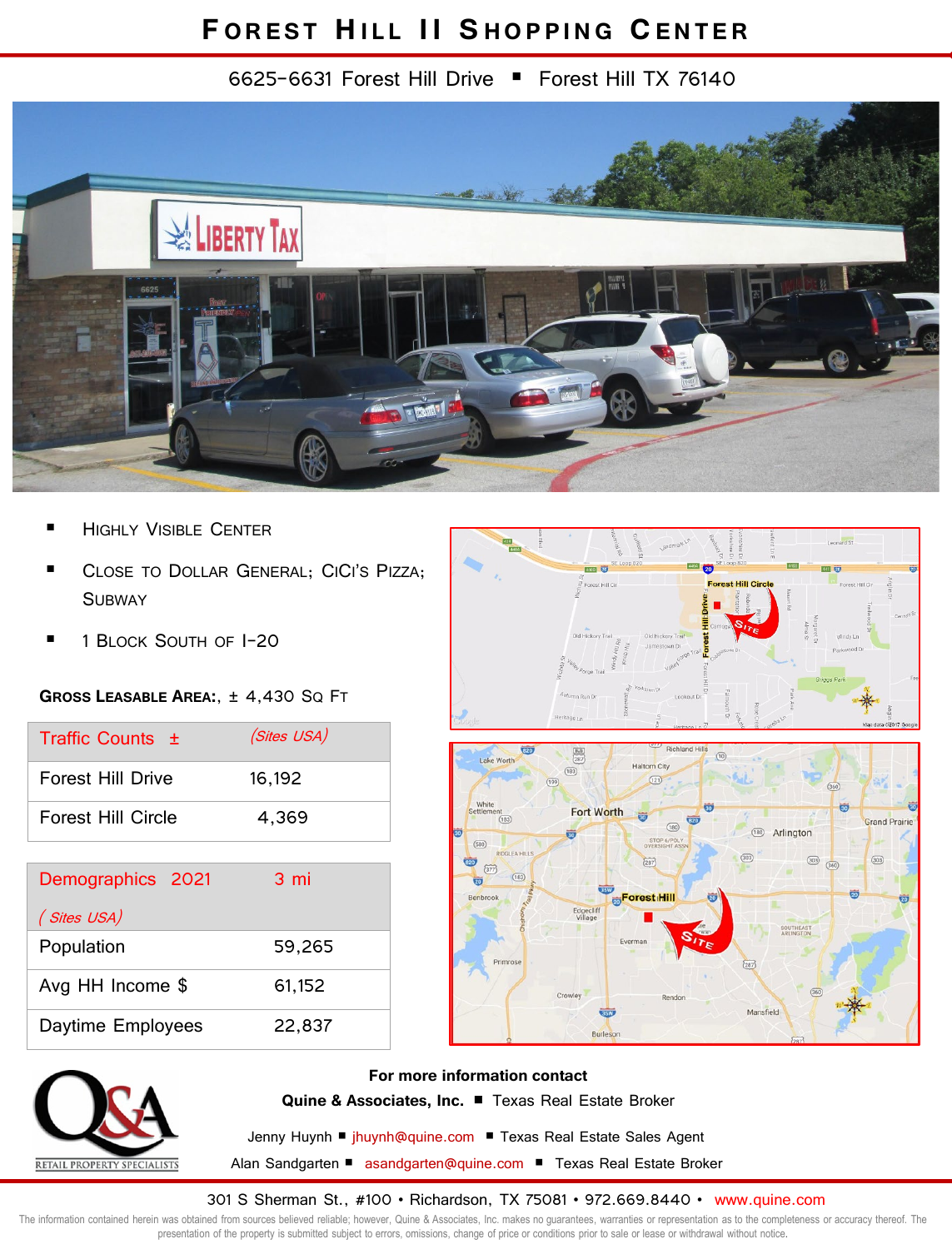# Forest Hill II Shopping Center

6625-6631 Forest Hill Drive ■ Forest Hill TX 76140

- Highly Visible Center
- Close to Dollar General; CiCi's Pizza; Subway
- 1 Block South of I-20

**Gross Leasable Area:**, ± 4,430 Sq Ft

| Traffic Counts ± | *(Sites USA)* |
|---|---|
| Forest Hill Drive | 16,192 |
| Forest Hill Circle | 4,369 |

| Demographics 2021 *( Sites USA)* | 3 mi |
|---|---|
| Population | 59,265 |
| Avg HH Income $ | 61,152 |
| Daytime Employees | 22,837 |

**For more information contact**

**Quine & Associates, Inc.** ■ Texas Real Estate Broker

Jenny Huynh ■ jhuynh@quine.com ■ Texas Real Estate Sales Agent

Alan Sandgarten ■ asandgarten@quine.com ■ Texas Real Estate Broker

301 S Sherman St., #100 • Richardson, TX 75081 • 972.669.8440 • www.quine.com

The information contained herein was obtained from sources believed reliable; however, Quine & Associates, Inc. makes no guarantees, warranties or representation as to the completeness or accuracy thereof. The presentation of the property is submitted subject to errors, omissions, change of price or conditions prior to sale or lease or withdrawal without notice.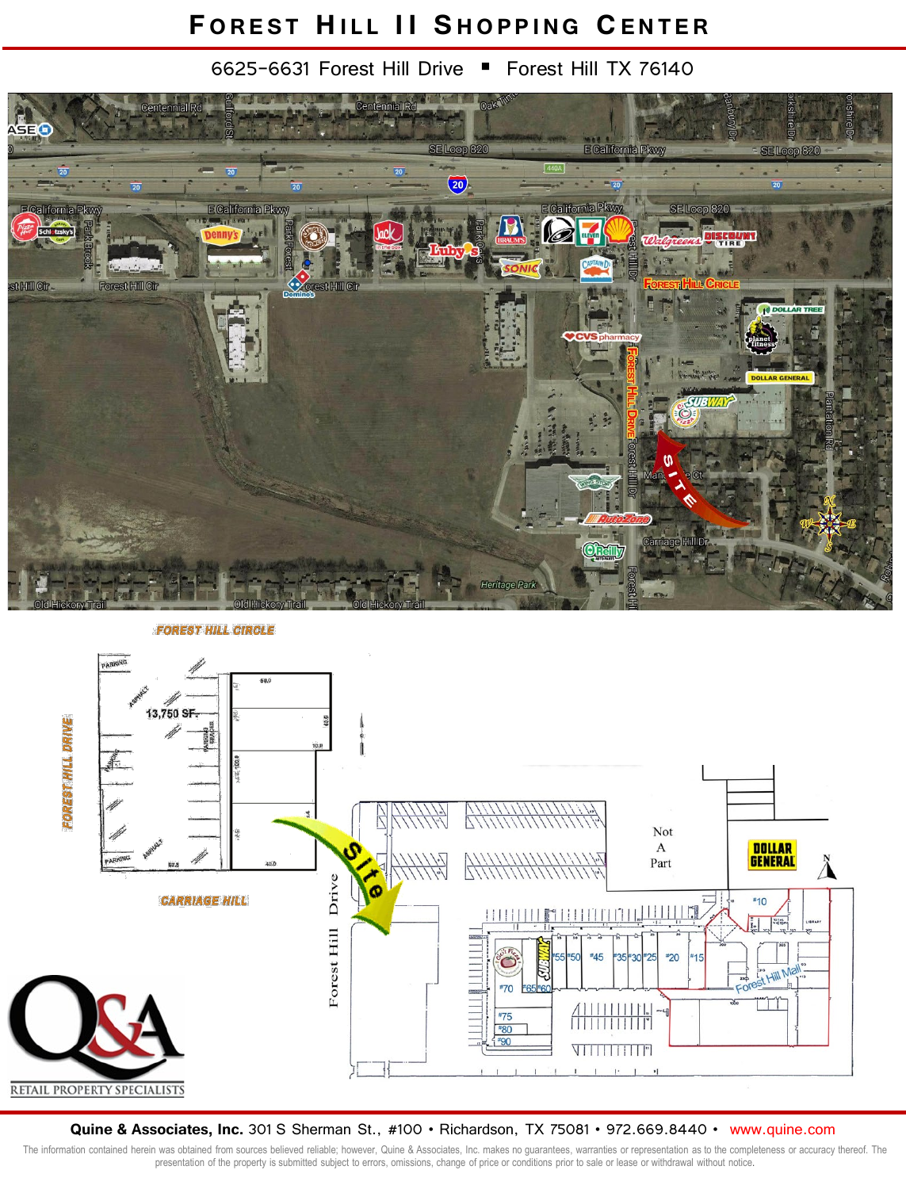# Forest Hill II Shopping Center

6625-6631 Forest Hill Drive ▪ Forest Hill TX 76140

Centennial Rd
Centennial Rd
Guilford St
Oak Tree
SE Loop 820
E California Pkwy
SE Loop 820
20
20
20
20
20
20
20
20
440A
E California Pkwy
E California Pkwy
E California Pkwy
SE Loop 820
Park Brook
Park Forest
Park Forest
Forest Hill Cir
Forest Hill Cir
Forest Hill Cir
Forest Hill Drive
Forest Hill Dr
Forest Hill Circle
Dollar Tree
Planet Fitness
Dollar General
Subway
CVS pharmacy
Wing Stop
AutoZone
O'Reilly
Manor Ct
Carriage Hill Dr
Plantation Rd
Heritage Park
Old Hickory Trail
Old Hickory Trail
Old Hickory Trail
SITE

FOREST HILL CIRCLE
FOREST HILL DRIVE
CARRIAGE HILL
13,750 SF.
PARKING
ASPHALT
Site
Forest Hill Drive
Not A Part
DOLLAR GENERAL
#10
#15
#20
#25
#30
#35
#45
#50
#55
#60
#65
#70
#75
#80
#90
Forest Hill Mall
LIBRARY

Q&A RETAIL PROPERTY SPECIALISTS

**Quine & Associates, Inc.** 301 S Sherman St., #100 • Richardson, TX 75081 • 972.669.8440 • www.quine.com

The information contained herein was obtained from sources believed reliable; however, Quine & Associates, Inc. makes no guarantees, warranties or representation as to the completeness or accuracy thereof. The presentation of the property is submitted subject to errors, omissions, change of price or conditions prior to sale or lease or withdrawal without notice.